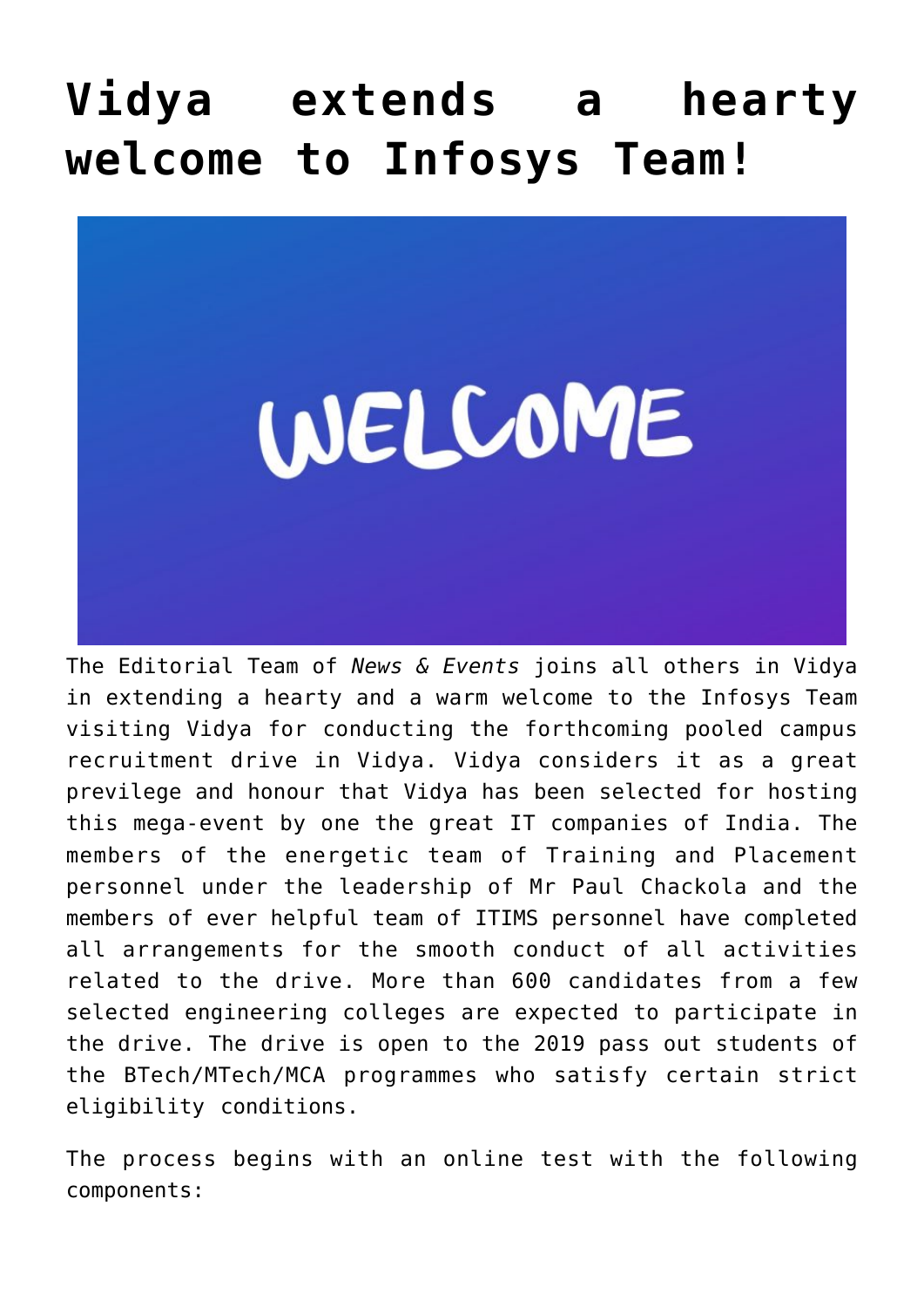# Vidya extends a hearty welcome to Infosys Team!

The Editorial Team of *News & Events* joins all others in Vidya in extending a hearty and a warm welcome to the Infosys Team visiting Vidya for conducting the forthcoming pooled campus recruitment drive in Vidya. Vidya considers it as a great previlege and honour that Vidya has been selected for hosting this mega-event by one the great IT companies of India. The members of the energetic team of Training and Placement personnel under the leadership of Mr Paul Chackola and the members of ever helpful team of ITIMS personnel have completed all arrangements for the smooth conduct of all activities related to the drive. More than 600 candidates from a few selected engineering colleges are expected to participate in the drive. The drive is open to the 2019 pass out students of the BTech/MTech/MCA programmes who satisfy certain strict eligibility conditions.

The process begins with an online test with the following components: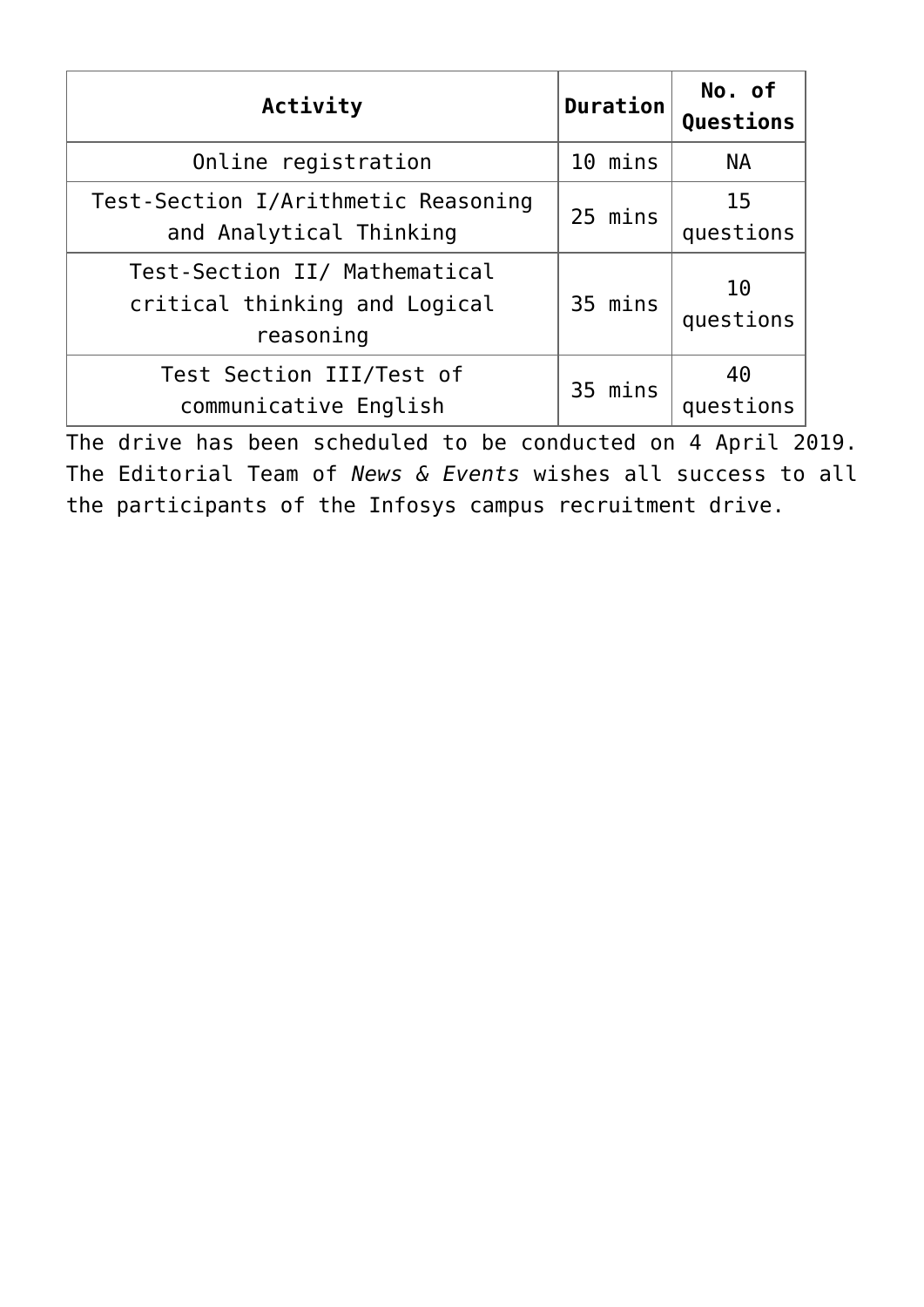| **Activity** | **Duration** | **No. of Questions** |
|---|---|---|
| Online registration | 10 mins | NA |
| Test-Section I/Arithmetic Reasoning and Analytical Thinking | 25 mins | 15 questions |
| Test-Section II/ Mathematical critical thinking and Logical reasoning | 35 mins | 10 questions |
| Test Section III/Test of communicative English | 35 mins | 40 questions |

The drive has been scheduled to be conducted on 4 April 2019. The Editorial Team of *News & Events* wishes all success to all the participants of the Infosys campus recruitment drive.